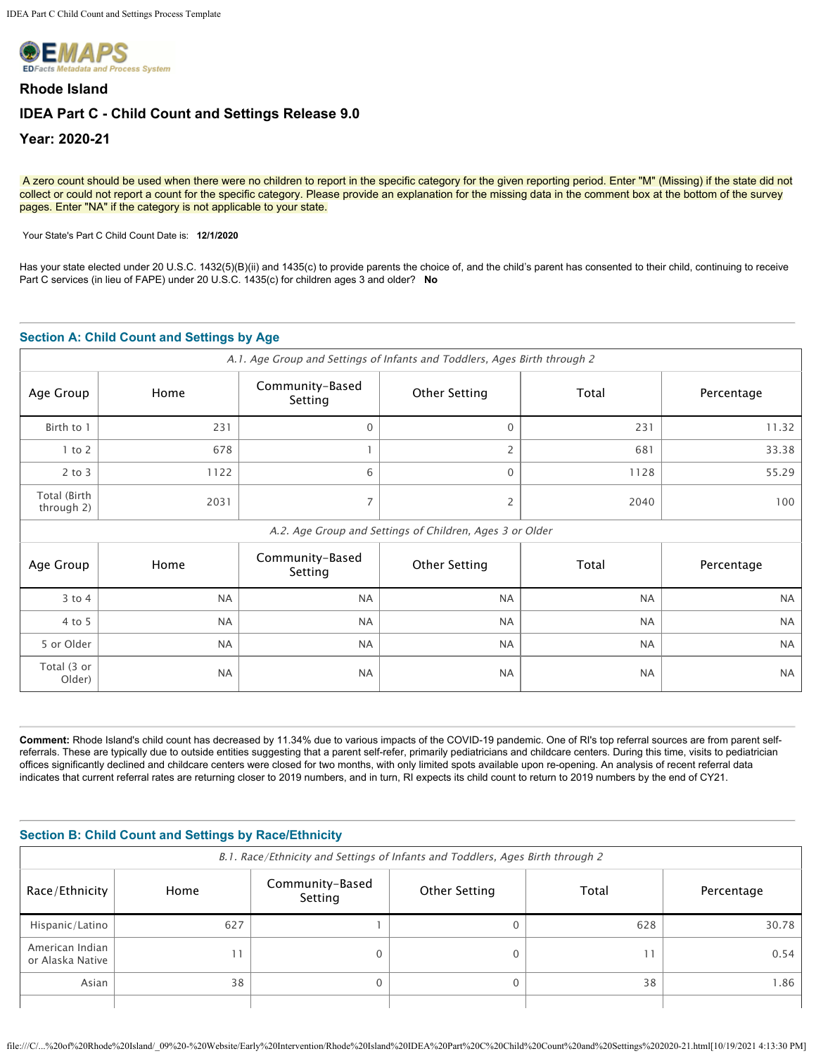## Rhode Island

## IDEA Part C - Child Count and Settings Release 9.0

## Year: 2020-21

A zero count should be used when there were no children to report in the specific category for the given reporting period. Enter "M" (Missing) if the state did not collect or could not report a count for the specific category. Please provide an explanation for the missing data in the comment box at the bottom of the survey pages. Enter "NA" if the category is not applicable to your state.

Your State's Part C Child Count Date is: **12/1/2020**

Has your state elected under 20 U.S.C. 1432(5)(B)(ii) and 1435(c) to provide parents the choice of, and the child's parent has consented to their child, continuing to receive Part C services (in lieu of FAPE) under 20 U.S.C. 1435(c) for children ages 3 and older? **No**

### Section A: Child Count and Settings by Age

*A.1. Age Group and Settings of Infants and Toddlers, Ages Birth through 2*

| Age Group | Home | Community-Based Setting | Other Setting | Total | Percentage |
|---|---|---|---|---|---|
| Birth to 1 | 231 | 0 | 0 | 231 | 11.32 |
| 1 to 2 | 678 | 1 | 2 | 681 | 33.38 |
| 2 to 3 | 1122 | 6 | 0 | 1128 | 55.29 |
| Total (Birth through 2) | 2031 | 7 | 2 | 2040 | 100 |

*A.2. Age Group and Settings of Children, Ages 3 or Older*

| Age Group | Home | Community-Based Setting | Other Setting | Total | Percentage |
|---|---|---|---|---|---|
| 3 to 4 | NA | NA | NA | NA | NA |
| 4 to 5 | NA | NA | NA | NA | NA |
| 5 or Older | NA | NA | NA | NA | NA |
| Total (3 or Older) | NA | NA | NA | NA | NA |

**Comment:** Rhode Island's child count has decreased by 11.34% due to various impacts of the COVID-19 pandemic. One of RI's top referral sources are from parent self-referrals. These are typically due to outside entities suggesting that a parent self-refer, primarily pediatricians and childcare centers. During this time, visits to pediatrician offices significantly declined and childcare centers were closed for two months, with only limited spots available upon re-opening. An analysis of recent referral data indicates that current referral rates are returning closer to 2019 numbers, and in turn, RI expects its child count to return to 2019 numbers by the end of CY21.

### Section B: Child Count and Settings by Race/Ethnicity

*B.1. Race/Ethnicity and Settings of Infants and Toddlers, Ages Birth through 2*

| Race/Ethnicity | Home | Community-Based Setting | Other Setting | Total | Percentage |
|---|---|---|---|---|---|
| Hispanic/Latino | 627 | 1 | 0 | 628 | 30.78 |
| American Indian or Alaska Native | 11 | 0 | 0 | 11 | 0.54 |
| Asian | 38 | 0 | 0 | 38 | 1.86 |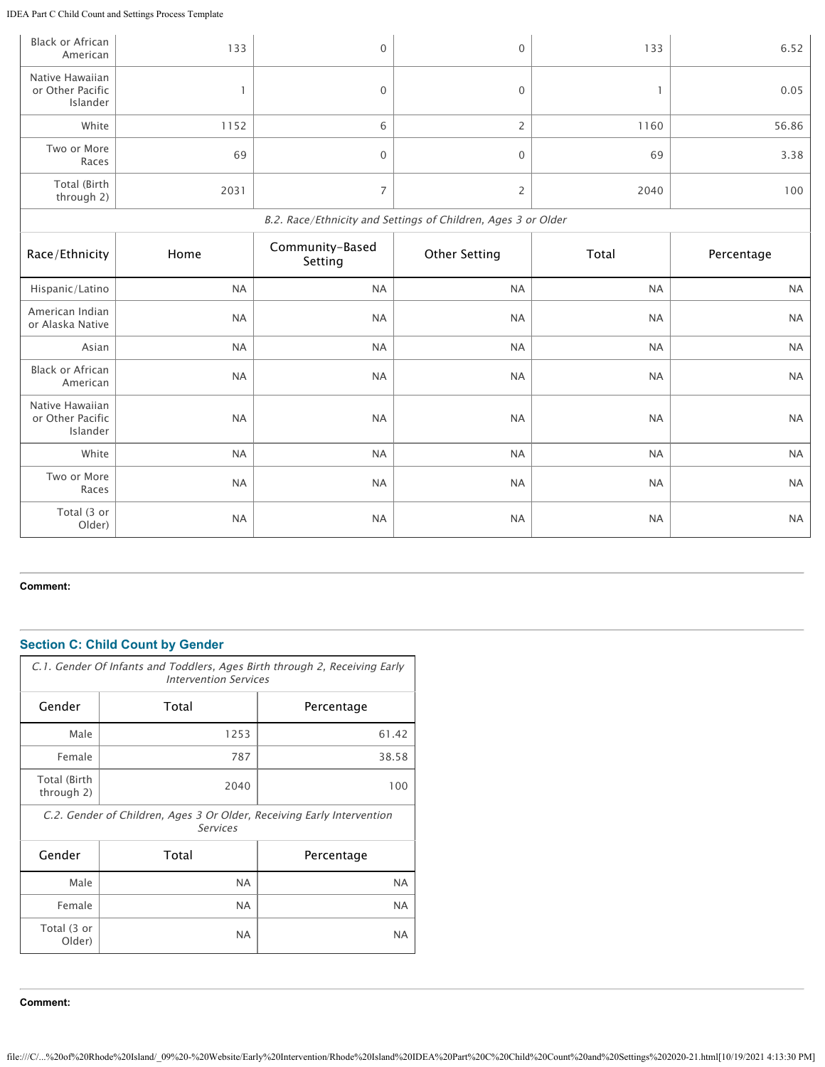| Race/Ethnicity | Home | Community-Based Setting | Other Setting | Total | Percentage |
|---|---|---|---|---|---|
| Black or African American | 133 | 0 | 0 | 133 | 6.52 |
| Native Hawaiian or Other Pacific Islander | 1 | 0 | 0 | 1 | 0.05 |
| White | 1152 | 6 | 2 | 1160 | 56.86 |
| Two or More Races | 69 | 0 | 0 | 69 | 3.38 |
| Total (Birth through 2) | 2031 | 7 | 2 | 2040 | 100 |

*B.2. Race/Ethnicity and Settings of Children, Ages 3 or Older*

| Race/Ethnicity | Home | Community-Based Setting | Other Setting | Total | Percentage |
|---|---|---|---|---|---|
| Hispanic/Latino | NA | NA | NA | NA | NA |
| American Indian or Alaska Native | NA | NA | NA | NA | NA |
| Asian | NA | NA | NA | NA | NA |
| Black or African American | NA | NA | NA | NA | NA |
| Native Hawaiian or Other Pacific Islander | NA | NA | NA | NA | NA |
| White | NA | NA | NA | NA | NA |
| Two or More Races | NA | NA | NA | NA | NA |
| Total (3 or Older) | NA | NA | NA | NA | NA |

**Comment:**

## Section C: Child Count by Gender

*C.1. Gender Of Infants and Toddlers, Ages Birth through 2, Receiving Early Intervention Services*

| Gender | Total | Percentage |
|---|---|---|
| Male | 1253 | 61.42 |
| Female | 787 | 38.58 |
| Total (Birth through 2) | 2040 | 100 |

*C.2. Gender of Children, Ages 3 Or Older, Receiving Early Intervention Services*

| Gender | Total | Percentage |
|---|---|---|
| Male | NA | NA |
| Female | NA | NA |
| Total (3 or Older) | NA | NA |

**Comment:**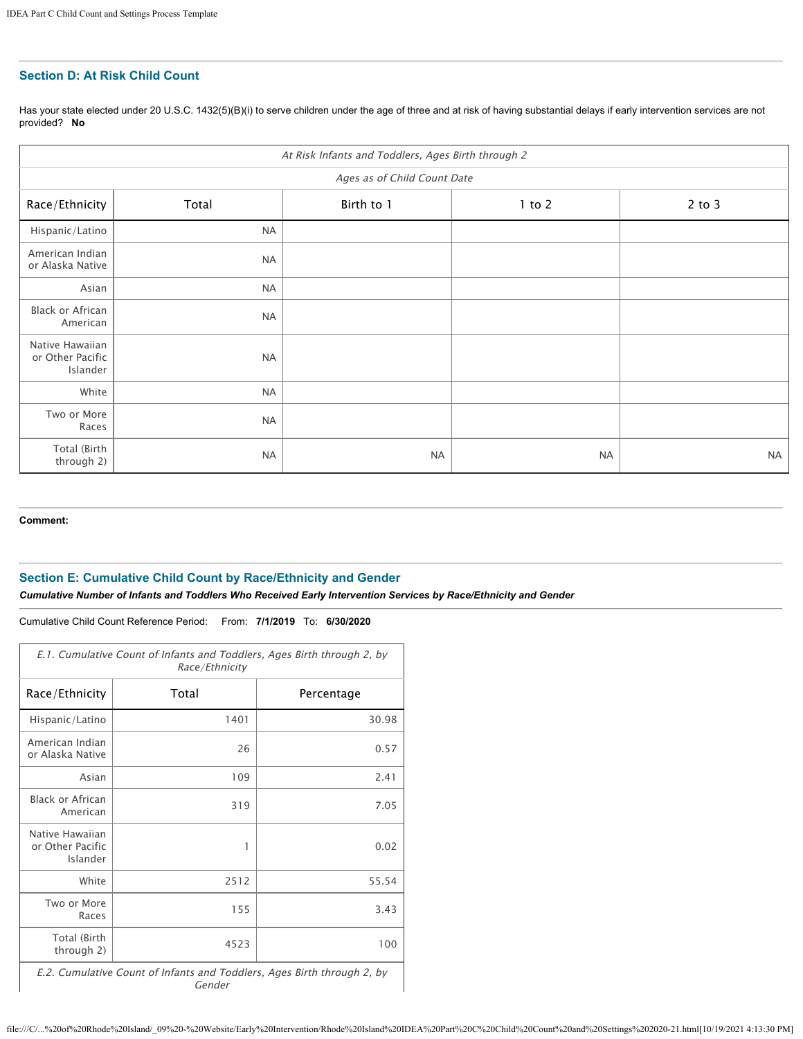## Section D: At Risk Child Count

Has your state elected under 20 U.S.C. 1432(5)(B)(i) to serve children under the age of three and at risk of having substantial delays if early intervention services are not provided? **No**

| *At Risk Infants and Toddlers, Ages Birth through 2* | | | | |
|---|---|---|---|---|
| *Ages as of Child Count Date* | | | | |
| Race/Ethnicity | Total | Birth to 1 | 1 to 2 | 2 to 3 |
| Hispanic/Latino | NA | | | |
| American Indian or Alaska Native | NA | | | |
| Asian | NA | | | |
| Black or African American | NA | | | |
| Native Hawaiian or Other Pacific Islander | NA | | | |
| White | NA | | | |
| Two or More Races | NA | | | |
| Total (Birth through 2) | NA | NA | NA | NA |

**Comment:**

## Section E: Cumulative Child Count by Race/Ethnicity and Gender

***Cumulative Number of Infants and Toddlers Who Received Early Intervention Services by Race/Ethnicity and Gender***

Cumulative Child Count Reference Period: From: **7/1/2019** To: **6/30/2020**

| *E.1. Cumulative Count of Infants and Toddlers, Ages Birth through 2, by Race/Ethnicity* | | |
|---|---|---|
| Race/Ethnicity | Total | Percentage |
| Hispanic/Latino | 1401 | 30.98 |
| American Indian or Alaska Native | 26 | 0.57 |
| Asian | 109 | 2.41 |
| Black or African American | 319 | 7.05 |
| Native Hawaiian or Other Pacific Islander | 1 | 0.02 |
| White | 2512 | 55.54 |
| Two or More Races | 155 | 3.43 |
| Total (Birth through 2) | 4523 | 100 |

*E.2. Cumulative Count of Infants and Toddlers, Ages Birth through 2, by Gender*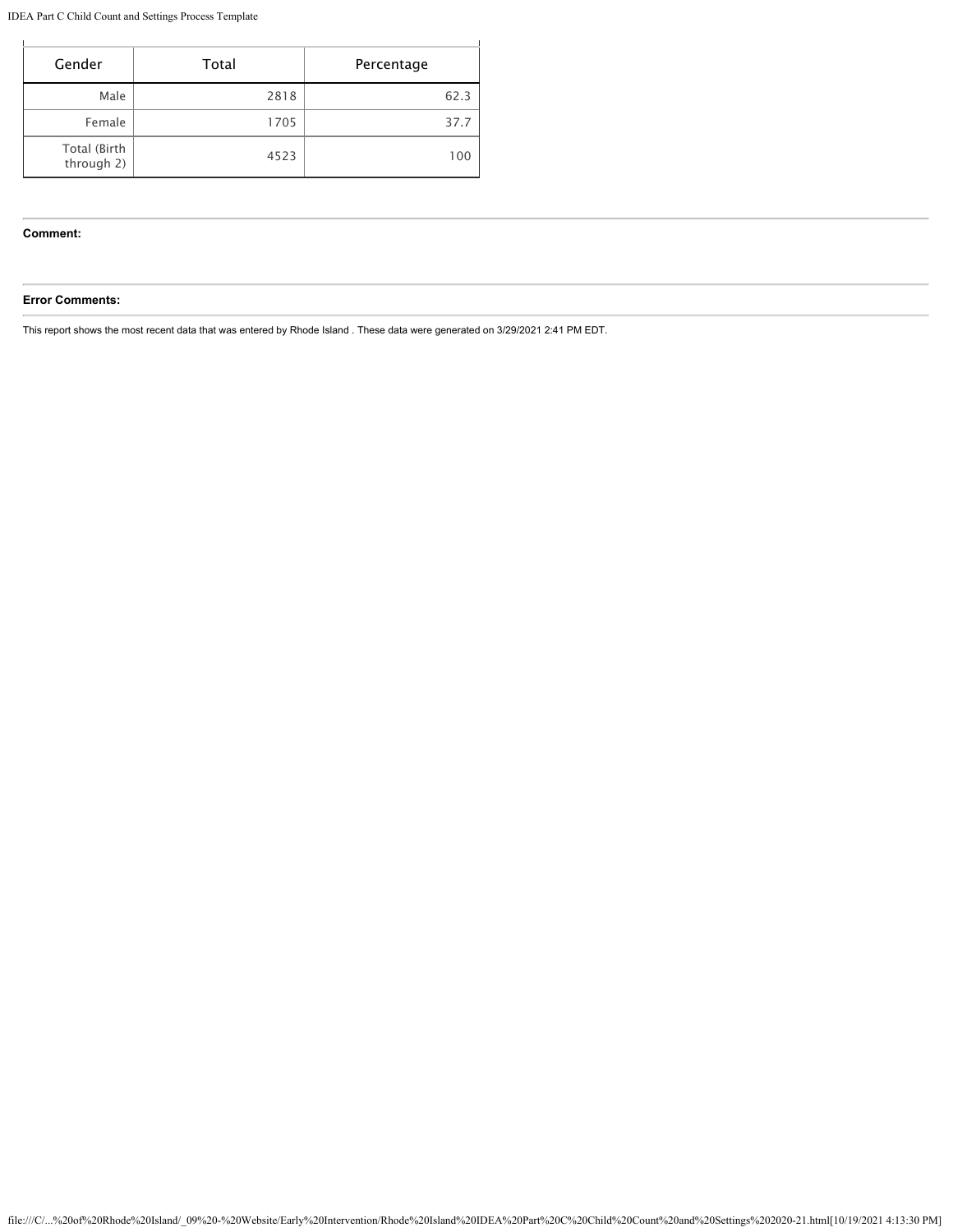| Gender | Total | Percentage |
| --- | --- | --- |
| Male | 2818 | 62.3 |
| Female | 1705 | 37.7 |
| Total (Birth through 2) | 4523 | 100 |

**Comment:**

**Error Comments:**

This report shows the most recent data that was entered by Rhode Island . These data were generated on 3/29/2021 2:41 PM EDT.